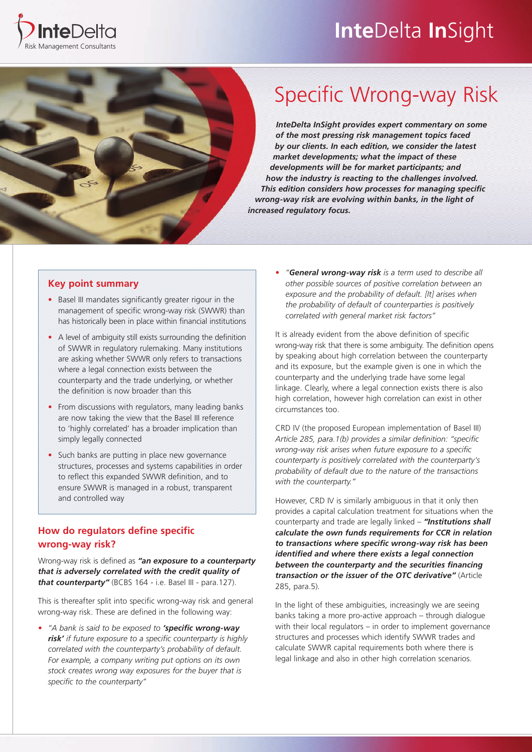# Specific Wrong-way Risk

***InteDelta InSight provides expert commentary on some of the most pressing risk management topics faced by our clients. In each edition, we consider the latest market developments; what the impact of these developments will be for market participants; and how the industry is reacting to the challenges involved. This edition considers how processes for managing specific wrong-way risk are evolving within banks, in the light of increased regulatory focus.***

### Key point summary

- Basel III mandates significantly greater rigour in the management of specific wrong-way risk (SWWR) than has historically been in place within financial institutions
- A level of ambiguity still exists surrounding the definition of SWWR in regulatory rulemaking. Many institutions are asking whether SWWR only refers to transactions where a legal connection exists between the counterparty and the trade underlying, or whether the definition is now broader than this
- From discussions with regulators, many leading banks are now taking the view that the Basel III reference to 'highly correlated' has a broader implication than simply legally connected
- Such banks are putting in place new governance structures, processes and systems capabilities in order to reflect this expanded SWWR definition, and to ensure SWWR is managed in a robust, transparent and controlled way

## How do regulators define specific wrong-way risk?

Wrong-way risk is defined as ***"an exposure to a counterparty that is adversely correlated with the credit quality of that counterparty"*** (BCBS 164 - i.e. Basel III - para.127).

This is thereafter split into specific wrong-way risk and general wrong-way risk. These are defined in the following way:

- *"A bank is said to be exposed to **'specific wrong-way risk'** if future exposure to a specific counterparty is highly correlated with the counterparty's probability of default. For example, a company writing put options on its own stock creates wrong way exposures for the buyer that is specific to the counterparty"*
- *"**General wrong-way risk** is a term used to describe all other possible sources of positive correlation between an exposure and the probability of default. [It] arises when the probability of default of counterparties is positively correlated with general market risk factors"*

It is already evident from the above definition of specific wrong-way risk that there is some ambiguity. The definition opens by speaking about high correlation between the counterparty and its exposure, but the example given is one in which the counterparty and the underlying trade have some legal linkage. Clearly, where a legal connection exists there is also high correlation, however high correlation can exist in other circumstances too.

CRD IV (the proposed European implementation of Basel III) *Article 285, para.1(b) provides a similar definition: "specific wrong-way risk arises when future exposure to a specific counterparty is positively correlated with the counterparty's probability of default due to the nature of the transactions with the counterparty."*

However, CRD IV is similarly ambiguous in that it only then provides a capital calculation treatment for situations when the counterparty and trade are legally linked – ***"Institutions shall calculate the own funds requirements for CCR in relation to transactions where specific wrong-way risk has been identified and where there exists a legal connection between the counterparty and the securities financing transaction or the issuer of the OTC derivative"*** (Article 285, para.5).

In the light of these ambiguities, increasingly we are seeing banks taking a more pro-active approach – through dialogue with their local regulators – in order to implement governance structures and processes which identify SWWR trades and calculate SWWR capital requirements both where there is legal linkage and also in other high correlation scenarios.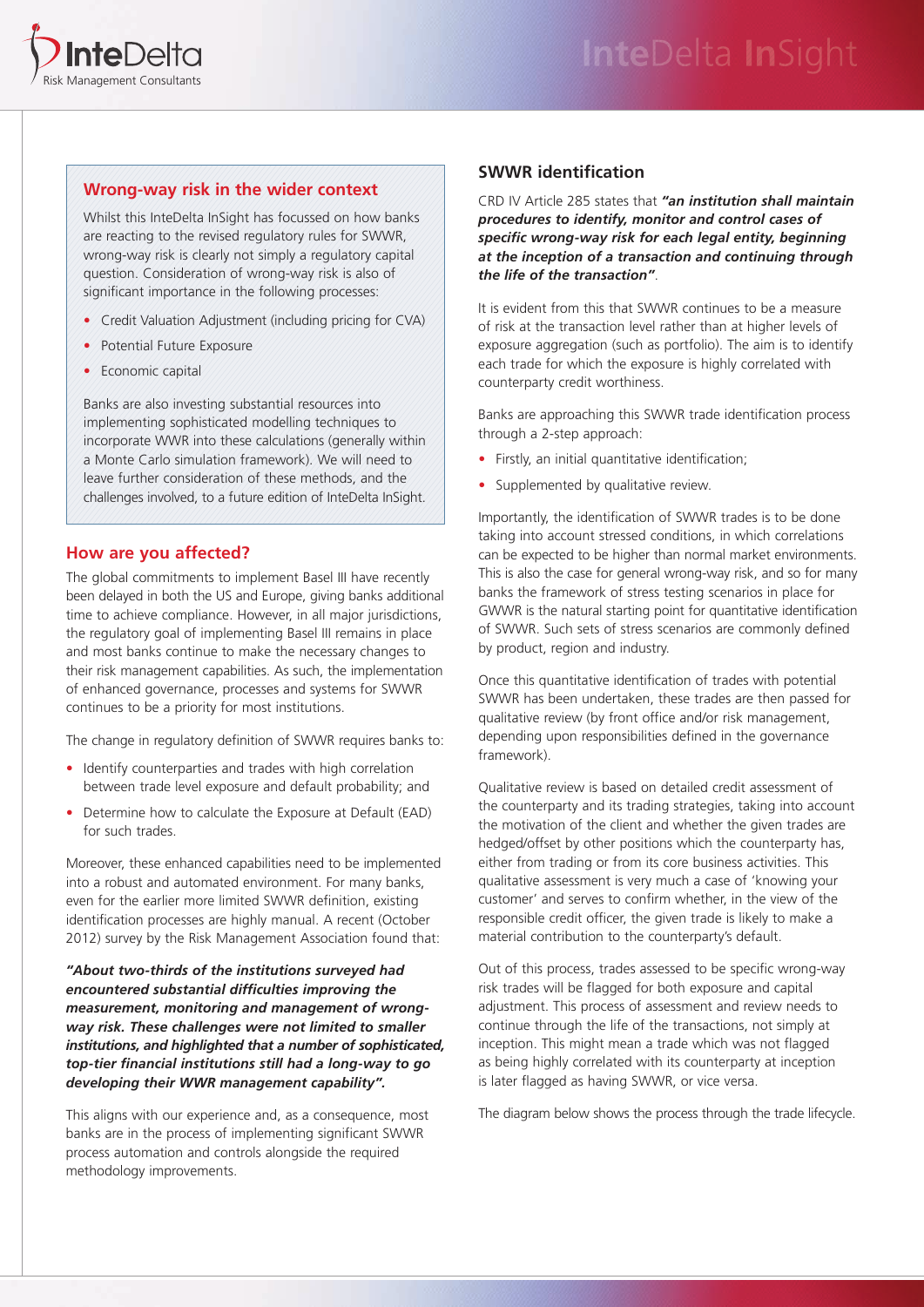## Wrong-way risk in the wider context

Whilst this InteDelta InSight has focussed on how banks are reacting to the revised regulatory rules for SWWR, wrong-way risk is clearly not simply a regulatory capital question. Consideration of wrong-way risk is also of significant importance in the following processes:

- Credit Valuation Adjustment (including pricing for CVA)
- Potential Future Exposure
- Economic capital

Banks are also investing substantial resources into implementing sophisticated modelling techniques to incorporate WWR into these calculations (generally within a Monte Carlo simulation framework). We will need to leave further consideration of these methods, and the challenges involved, to a future edition of InteDelta InSight.

## How are you affected?

The global commitments to implement Basel III have recently been delayed in both the US and Europe, giving banks additional time to achieve compliance. However, in all major jurisdictions, the regulatory goal of implementing Basel III remains in place and most banks continue to make the necessary changes to their risk management capabilities. As such, the implementation of enhanced governance, processes and systems for SWWR continues to be a priority for most institutions.

The change in regulatory definition of SWWR requires banks to:

- Identify counterparties and trades with high correlation between trade level exposure and default probability; and
- Determine how to calculate the Exposure at Default (EAD) for such trades.

Moreover, these enhanced capabilities need to be implemented into a robust and automated environment. For many banks, even for the earlier more limited SWWR definition, existing identification processes are highly manual. A recent (October 2012) survey by the Risk Management Association found that:

***"About two-thirds of the institutions surveyed had encountered substantial difficulties improving the measurement, monitoring and management of wrong-way risk. These challenges were not limited to smaller institutions, and highlighted that a number of sophisticated, top-tier financial institutions still had a long-way to go developing their WWR management capability".***

This aligns with our experience and, as a consequence, most banks are in the process of implementing significant SWWR process automation and controls alongside the required methodology improvements.

## SWWR identification

CRD IV Article 285 states that ***"an institution shall maintain procedures to identify, monitor and control cases of specific wrong-way risk for each legal entity, beginning at the inception of a transaction and continuing through the life of the transaction"***.

It is evident from this that SWWR continues to be a measure of risk at the transaction level rather than at higher levels of exposure aggregation (such as portfolio). The aim is to identify each trade for which the exposure is highly correlated with counterparty credit worthiness.

Banks are approaching this SWWR trade identification process through a 2-step approach:

- Firstly, an initial quantitative identification;
- Supplemented by qualitative review.

Importantly, the identification of SWWR trades is to be done taking into account stressed conditions, in which correlations can be expected to be higher than normal market environments. This is also the case for general wrong-way risk, and so for many banks the framework of stress testing scenarios in place for GWWR is the natural starting point for quantitative identification of SWWR. Such sets of stress scenarios are commonly defined by product, region and industry.

Once this quantitative identification of trades with potential SWWR has been undertaken, these trades are then passed for qualitative review (by front office and/or risk management, depending upon responsibilities defined in the governance framework).

Qualitative review is based on detailed credit assessment of the counterparty and its trading strategies, taking into account the motivation of the client and whether the given trades are hedged/offset by other positions which the counterparty has, either from trading or from its core business activities. This qualitative assessment is very much a case of 'knowing your customer' and serves to confirm whether, in the view of the responsible credit officer, the given trade is likely to make a material contribution to the counterparty's default.

Out of this process, trades assessed to be specific wrong-way risk trades will be flagged for both exposure and capital adjustment. This process of assessment and review needs to continue through the life of the transactions, not simply at inception. This might mean a trade which was not flagged as being highly correlated with its counterparty at inception is later flagged as having SWWR, or vice versa.

The diagram below shows the process through the trade lifecycle.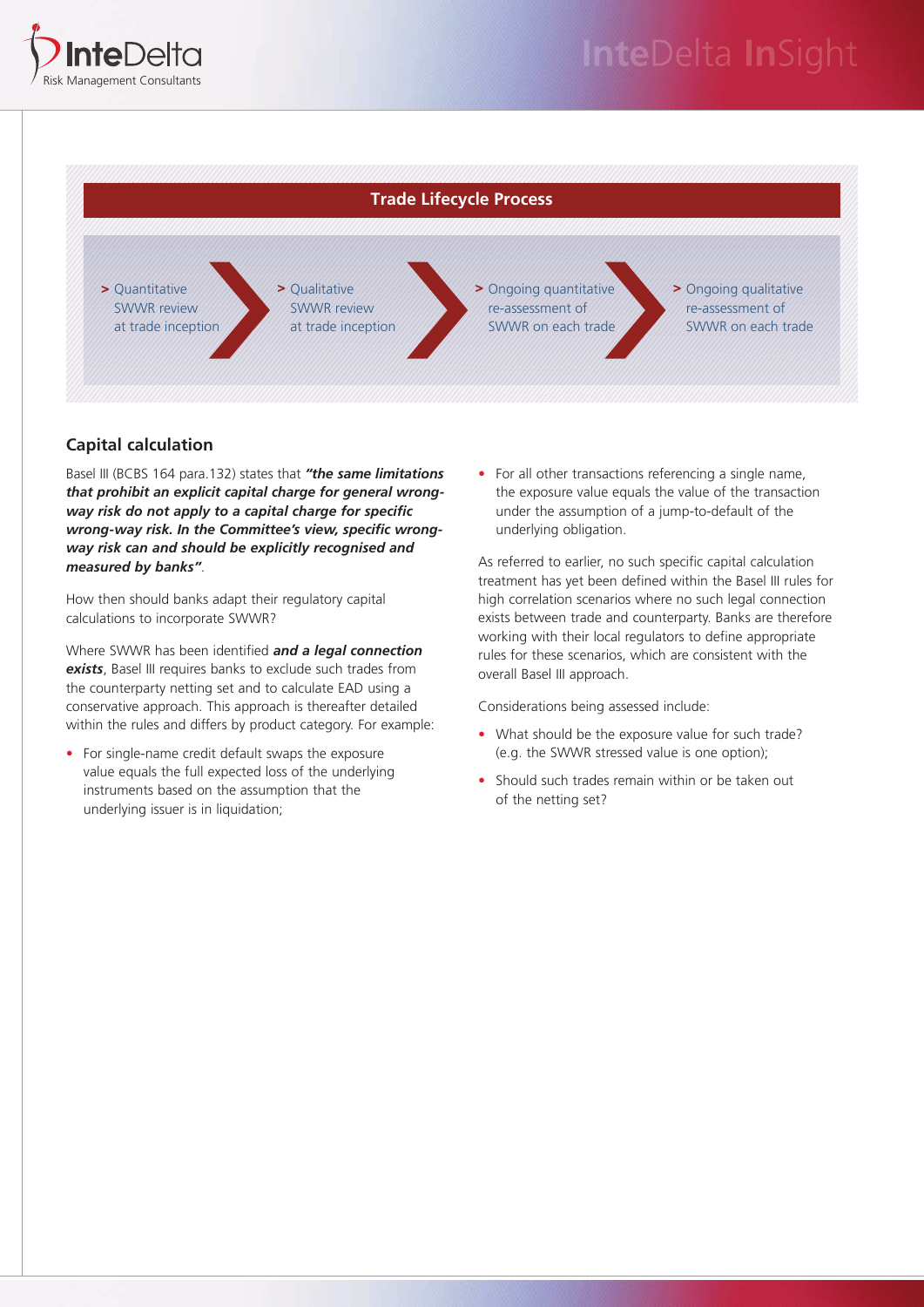## Trade Lifecycle Process

> Quantitative SWWR review at trade inception

> Qualitative SWWR review at trade inception

> Ongoing quantitative re-assessment of SWWR on each trade

> Ongoing qualitative re-assessment of SWWR on each trade

## Capital calculation

Basel III (BCBS 164 para.132) states that ***"the same limitations that prohibit an explicit capital charge for general wrong-way risk do not apply to a capital charge for specific wrong-way risk. In the Committee's view, specific wrong-way risk can and should be explicitly recognised and measured by banks"***.

How then should banks adapt their regulatory capital calculations to incorporate SWWR?

Where SWWR has been identified ***and a legal connection exists***, Basel III requires banks to exclude such trades from the counterparty netting set and to calculate EAD using a conservative approach. This approach is thereafter detailed within the rules and differs by product category. For example:

- For single-name credit default swaps the exposure value equals the full expected loss of the underlying instruments based on the assumption that the underlying issuer is in liquidation;
- For all other transactions referencing a single name, the exposure value equals the value of the transaction under the assumption of a jump-to-default of the underlying obligation.

As referred to earlier, no such specific capital calculation treatment has yet been defined within the Basel III rules for high correlation scenarios where no such legal connection exists between trade and counterparty. Banks are therefore working with their local regulators to define appropriate rules for these scenarios, which are consistent with the overall Basel III approach.

Considerations being assessed include:

- What should be the exposure value for such trade? (e.g. the SWWR stressed value is one option);
- Should such trades remain within or be taken out of the netting set?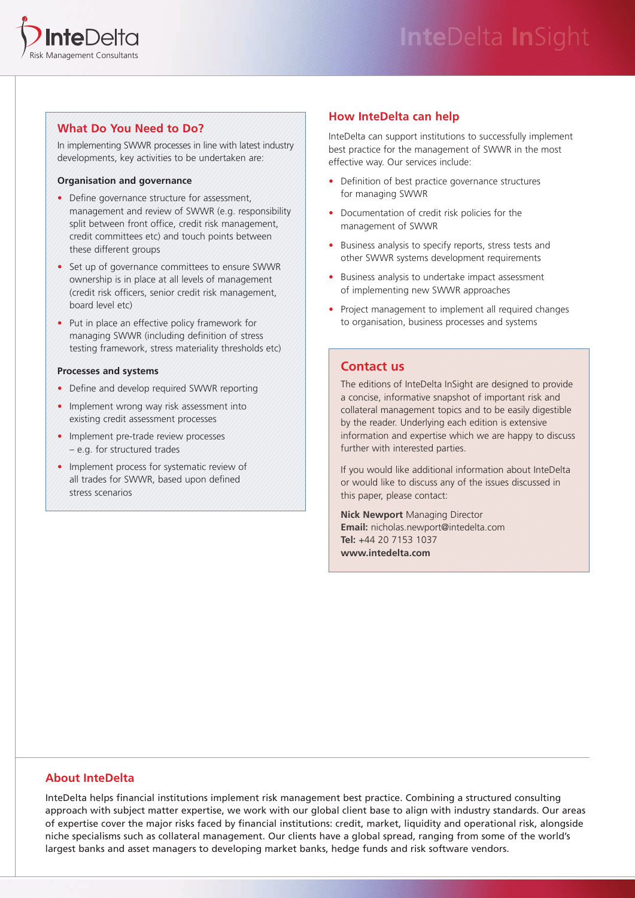## What Do You Need to Do?

In implementing SWWR processes in line with latest industry developments, key activities to be undertaken are:

**Organisation and governance**

- Define governance structure for assessment, management and review of SWWR (e.g. responsibility split between front office, credit risk management, credit committees etc) and touch points between these different groups
- Set up of governance committees to ensure SWWR ownership is in place at all levels of management (credit risk officers, senior credit risk management, board level etc)
- Put in place an effective policy framework for managing SWWR (including definition of stress testing framework, stress materiality thresholds etc)

**Processes and systems**

- Define and develop required SWWR reporting
- Implement wrong way risk assessment into existing credit assessment processes
- Implement pre-trade review processes – e.g. for structured trades
- Implement process for systematic review of all trades for SWWR, based upon defined stress scenarios

## How InteDelta can help

InteDelta can support institutions to successfully implement best practice for the management of SWWR in the most effective way. Our services include:

- Definition of best practice governance structures for managing SWWR
- Documentation of credit risk policies for the management of SWWR
- Business analysis to specify reports, stress tests and other SWWR systems development requirements
- Business analysis to undertake impact assessment of implementing new SWWR approaches
- Project management to implement all required changes to organisation, business processes and systems

## Contact us

The editions of InteDelta InSight are designed to provide a concise, informative snapshot of important risk and collateral management topics and to be easily digestible by the reader. Underlying each edition is extensive information and expertise which we are happy to discuss further with interested parties.

If you would like additional information about InteDelta or would like to discuss any of the issues discussed in this paper, please contact:

**Nick Newport** Managing Director
**Email:** nicholas.newport@intedelta.com
**Tel:** +44 20 7153 1037
**www.intedelta.com**

## About InteDelta

InteDelta helps financial institutions implement risk management best practice. Combining a structured consulting approach with subject matter expertise, we work with our global client base to align with industry standards. Our areas of expertise cover the major risks faced by financial institutions: credit, market, liquidity and operational risk, alongside niche specialisms such as collateral management. Our clients have a global spread, ranging from some of the world's largest banks and asset managers to developing market banks, hedge funds and risk software vendors.